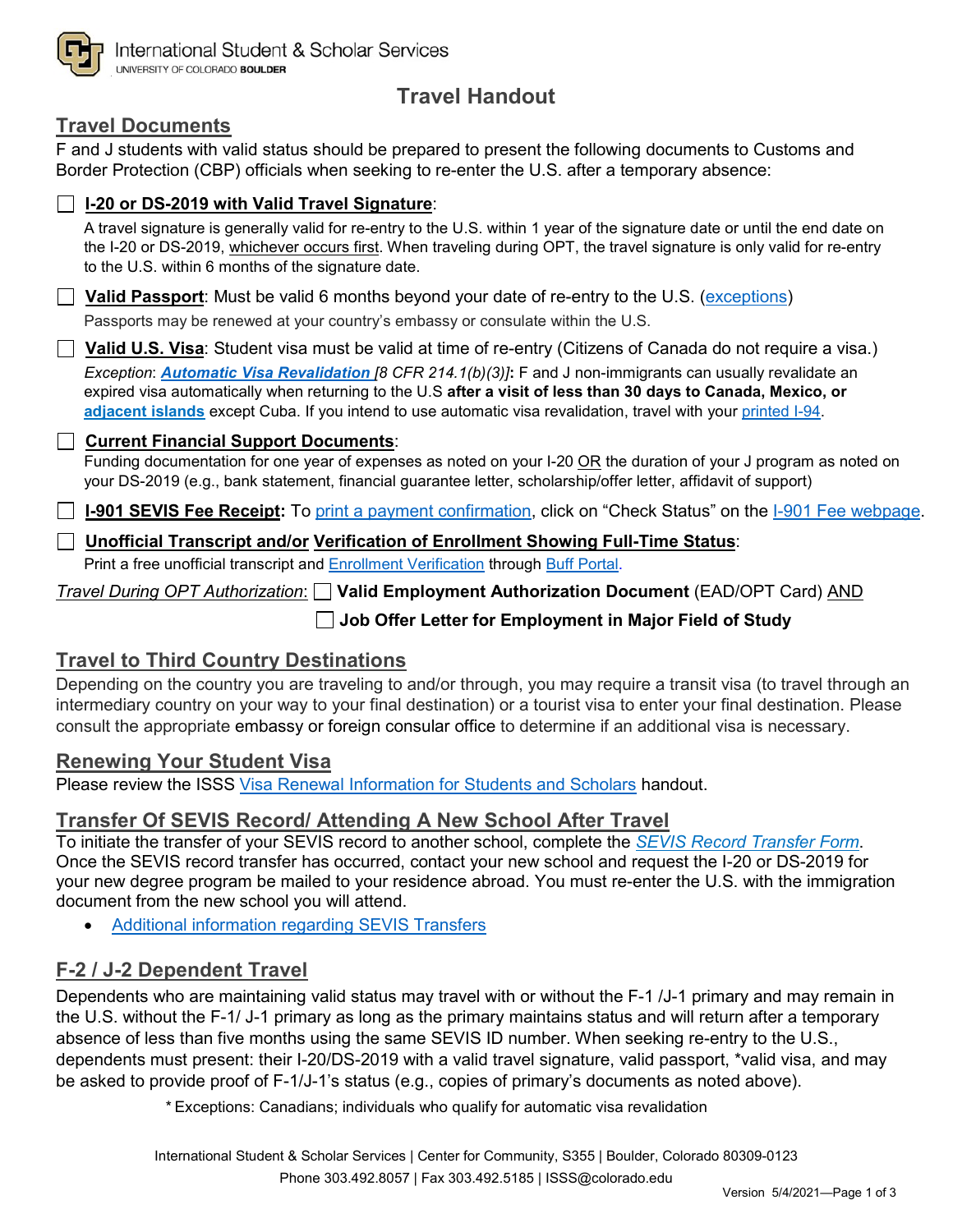International Student & Scholar Services
UNIVERSITY OF COLORADO BOULDER

# Travel Handout

## Travel Documents

F and J students with valid status should be prepared to present the following documents to Customs and Border Protection (CBP) officials when seeking to re-enter the U.S. after a temporary absence:

- [ ] **I-20 or DS-2019 with Valid Travel Signature**:
  A travel signature is generally valid for re-entry to the U.S. within 1 year of the signature date or until the end date on the I-20 or DS-2019, whichever occurs first. When traveling during OPT, the travel signature is only valid for re-entry to the U.S. within 6 months of the signature date.

- [ ] **Valid Passport**: Must be valid 6 months beyond your date of re-entry to the U.S. (exceptions)
  Passports may be renewed at your country's embassy or consulate within the U.S.

- [ ] **Valid U.S. Visa**: Student visa must be valid at time of re-entry (Citizens of Canada do not require a visa.)
  *Exception*: ***Automatic Visa Revalidation** [8 CFR 214.1(b)(3)]*: F and J non-immigrants can usually revalidate an expired visa automatically when returning to the U.S **after a visit of less than 30 days to Canada, Mexico, or adjacent islands** except Cuba. If you intend to use automatic visa revalidation, travel with your printed I-94.

- [ ] **Current Financial Support Documents**:
  Funding documentation for one year of expenses as noted on your I-20 OR the duration of your J program as noted on your DS-2019 (e.g., bank statement, financial guarantee letter, scholarship/offer letter, affidavit of support)

- [ ] **I-901 SEVIS Fee Receipt:** To print a payment confirmation, click on "Check Status" on the I-901 Fee webpage.

- [ ] **Unofficial Transcript and/or Verification of Enrollment Showing Full-Time Status**:
  Print a free unofficial transcript and Enrollment Verification through Buff Portal.

*Travel During OPT Authorization*:
- [ ] **Valid Employment Authorization Document** (EAD/OPT Card) AND
- [ ] **Job Offer Letter for Employment in Major Field of Study**

## Travel to Third Country Destinations

Depending on the country you are traveling to and/or through, you may require a transit visa (to travel through an intermediary country on your way to your final destination) or a tourist visa to enter your final destination. Please consult the appropriate embassy or foreign consular office to determine if an additional visa is necessary.

## Renewing Your Student Visa

Please review the ISSS Visa Renewal Information for Students and Scholars handout.

## Transfer Of SEVIS Record/ Attending A New School After Travel

To initiate the transfer of your SEVIS record to another school, complete the *SEVIS Record Transfer Form*. Once the SEVIS record transfer has occurred, contact your new school and request the I-20 or DS-2019 for your new degree program be mailed to your residence abroad. You must re-enter the U.S. with the immigration document from the new school you will attend.

- Additional information regarding SEVIS Transfers

## F-2 / J-2 Dependent Travel

Dependents who are maintaining valid status may travel with or without the F-1 /J-1 primary and may remain in the U.S. without the F-1/ J-1 primary as long as the primary maintains status and will return after a temporary absence of less than five months using the same SEVIS ID number. When seeking re-entry to the U.S., dependents must present: their I-20/DS-2019 with a valid travel signature, valid passport, *valid visa, and may be asked to provide proof of F-1/J-1's status (e.g., copies of primary's documents as noted above).

\* Exceptions: Canadians; individuals who qualify for automatic visa revalidation

International Student & Scholar Services | Center for Community, S355 | Boulder, Colorado 80309-0123
Phone 303.492.8057 | Fax 303.492.5185 | ISSS@colorado.edu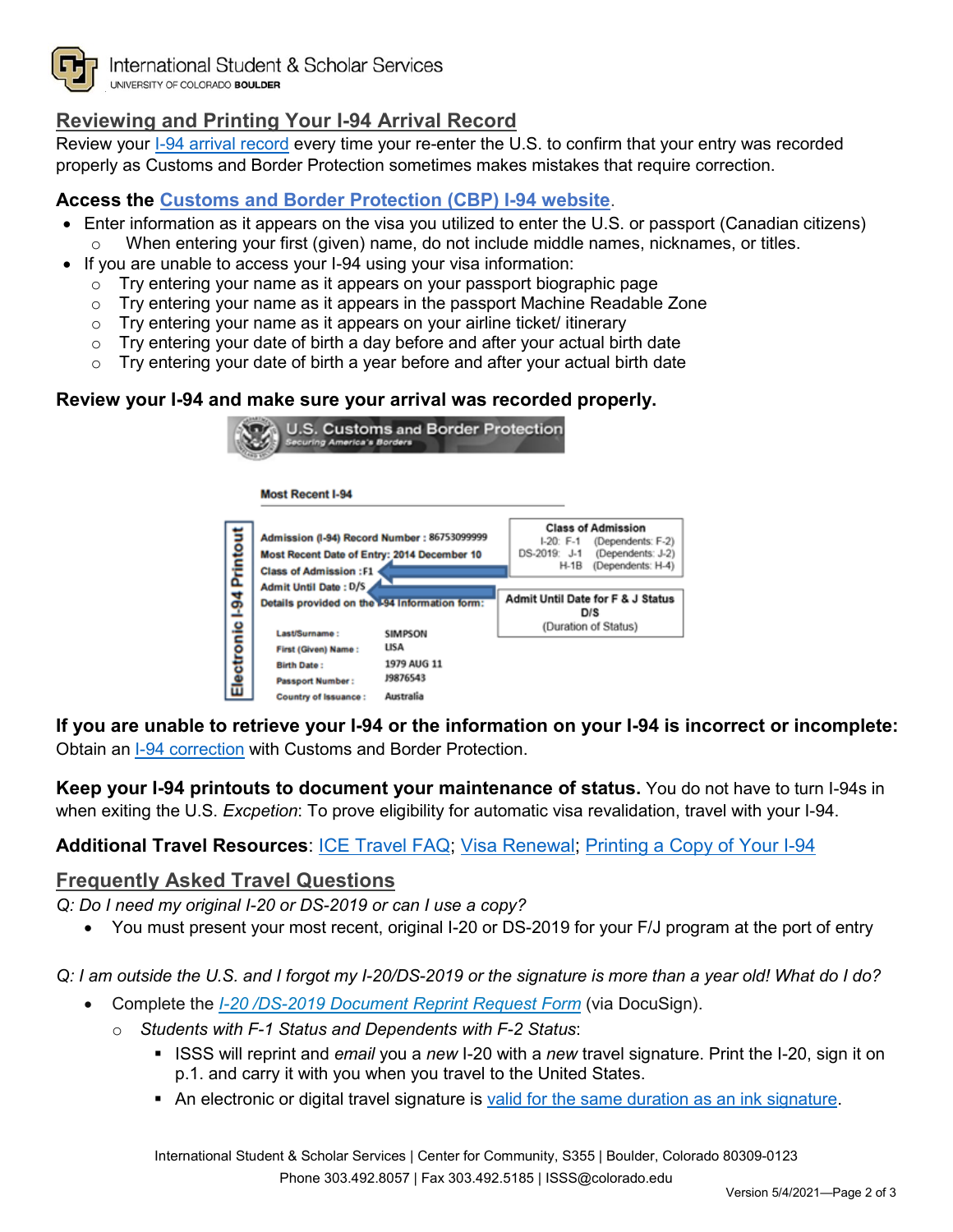## Reviewing and Printing Your I-94 Arrival Record

Review your I-94 arrival record every time your re-enter the U.S. to confirm that your entry was recorded properly as Customs and Border Protection sometimes makes mistakes that require correction.

**Access the Customs and Border Protection (CBP) I-94 website.**

- Enter information as it appears on the visa you utilized to enter the U.S. or passport (Canadian citizens)
  - When entering your first (given) name, do not include middle names, nicknames, or titles.
- If you are unable to access your I-94 using your visa information:
  - Try entering your name as it appears on your passport biographic page
  - Try entering your name as it appears in the passport Machine Readable Zone
  - Try entering your name as it appears on your airline ticket/ itinerary
  - Try entering your date of birth a day before and after your actual birth date
  - Try entering your date of birth a year before and after your actual birth date

**Review your I-94 and make sure your arrival was recorded properly.**

U.S. Customs and Border Protection
Securing America's Borders

Electronic I-94 Printout

Most Recent I-94

Admission (I-94) Record Number : 86753099999
Most Recent Date of Entry: 2014 December 10
Class of Admission : F1
Admit Until Date : D/S
Details provided on the I-94 Information form:

Last/Surname : SIMPSON
First (Given) Name : LISA
Birth Date : 1979 AUG 11
Passport Number : J9876543
Country of Issuance : Australia

Class of Admission
I-20: F-1 (Dependents: F-2)
DS-2019: J-1 (Dependents: J-2)
H-1B (Dependents: H-4)

Admit Until Date for F & J Status
D/S
(Duration of Status)

**If you are unable to retrieve your I-94 or the information on your I-94 is incorrect or incomplete:** Obtain an I-94 correction with Customs and Border Protection.

**Keep your I-94 printouts to document your maintenance of status.** You do not have to turn I-94s in when exiting the U.S. *Excpetion*: To prove eligibility for automatic visa revalidation, travel with your I-94.

**Additional Travel Resources**: ICE Travel FAQ; Visa Renewal; Printing a Copy of Your I-94

## Frequently Asked Travel Questions

*Q: Do I need my original I-20 or DS-2019 or can I use a copy?*

- You must present your most recent, original I-20 or DS-2019 for your F/J program at the port of entry

*Q: I am outside the U.S. and I forgot my I-20/DS-2019 or the signature is more than a year old! What do I do?*

- Complete the *I-20 /DS-2019 Document Reprint Request Form* (via DocuSign).
  - *Students with F-1 Status and Dependents with F-2 Status*:
    - ISSS will reprint and *email* you a *new* I-20 with a *new* travel signature. Print the I-20, sign it on p.1. and carry it with you when you travel to the United States.
    - An electronic or digital travel signature is valid for the same duration as an ink signature.

International Student & Scholar Services | Center for Community, S355 | Boulder, Colorado 80309-0123
Phone 303.492.8057 | Fax 303.492.5185 | ISSS@colorado.edu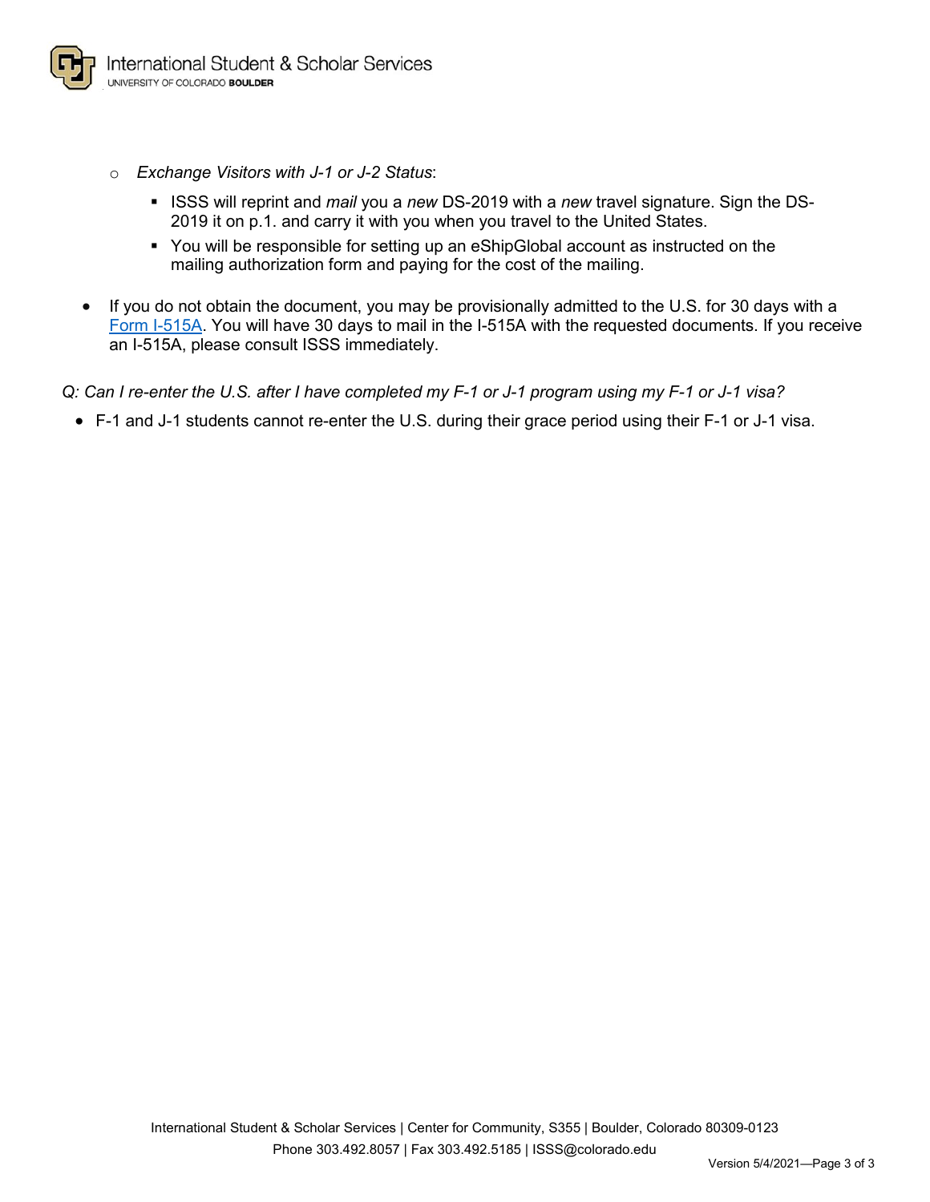- *Exchange Visitors with J-1 or J-2 Status*:
  - ISSS will reprint and *mail* you a *new* DS-2019 with a *new* travel signature. Sign the DS-2019 it on p.1. and carry it with you when you travel to the United States.
  - You will be responsible for setting up an eShipGlobal account as instructed on the mailing authorization form and paying for the cost of the mailing.

- If you do not obtain the document, you may be provisionally admitted to the U.S. for 30 days with a Form I-515A. You will have 30 days to mail in the I-515A with the requested documents. If you receive an I-515A, please consult ISSS immediately.

*Q: Can I re-enter the U.S. after I have completed my F-1 or J-1 program using my F-1 or J-1 visa?*

- F-1 and J-1 students cannot re-enter the U.S. during their grace period using their F-1 or J-1 visa.